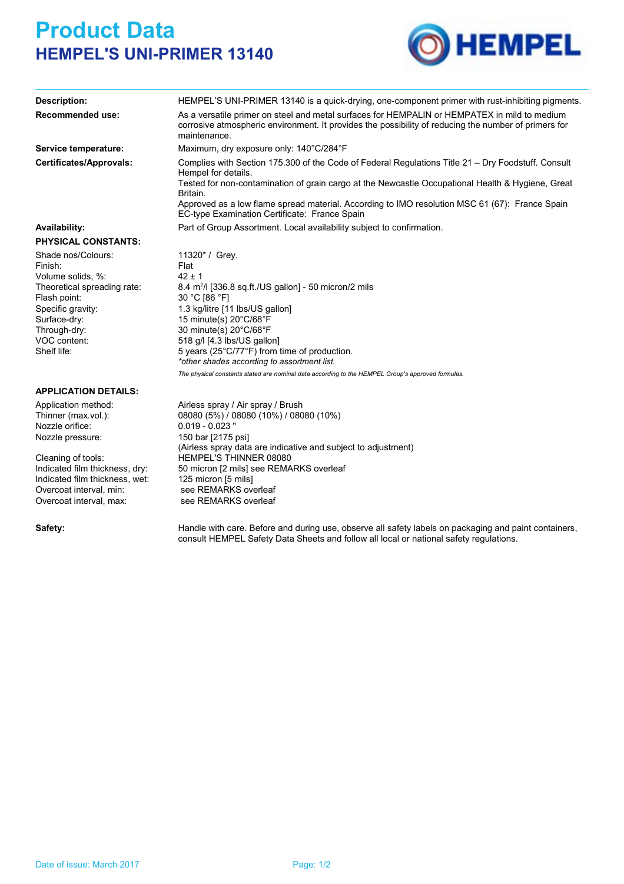# Product Data

## HEMPEL'S UNI-PRIMER 13140

HEMPEL

**Description:** HEMPEL'S UNI-PRIMER 13140 is a quick-drying, one-component primer with rust-inhibiting pigments.

**Recommended use:** As a versatile primer on steel and metal surfaces for HEMPALIN or HEMPATEX in mild to medium corrosive atmospheric environment. It provides the possibility of reducing the number of primers for maintenance.

**Service temperature:** Maximum, dry exposure only: 140°C/284°F

**Certificates/Approvals:** Complies with Section 175.300 of the Code of Federal Regulations Title 21 – Dry Foodstuff. Consult Hempel for details.
Tested for non-contamination of grain cargo at the Newcastle Occupational Health & Hygiene, Great Britain.
Approved as a low flame spread material. According to IMO resolution MSC 61 (67): France Spain
EC-type Examination Certificate: France Spain

**Availability:** Part of Group Assortment. Local availability subject to confirmation.

**PHYSICAL CONSTANTS:**

| | |
|---|---|
| Shade nos/Colours: | 11320* / Grey. |
| Finish: | Flat |
| Volume solids, %: | 42 ± 1 |
| Theoretical spreading rate: | 8.4 $m^2$/l [336.8 sq.ft./US gallon] - 50 micron/2 mils |
| Flash point: | 30 °C [86 °F] |
| Specific gravity: | 1.3 kg/litre [11 lbs/US gallon] |
| Surface-dry: | 15 minute(s) 20°C/68°F |
| Through-dry: | 30 minute(s) 20°C/68°F |
| VOC content: | 518 g/l [4.3 lbs/US gallon] |
| Shelf life: | 5 years (25°C/77°F) from time of production. |

*\*other shades according to assortment list.*

*The physical constants stated are nominal data according to the HEMPEL Group's approved formulas.*

**APPLICATION DETAILS:**

| | |
|---|---|
| Application method: | Airless spray / Air spray / Brush |
| Thinner (max.vol.): | 08080 (5%) / 08080 (10%) / 08080 (10%) |
| Nozzle orifice: | 0.019 - 0.023 " |
| Nozzle pressure: | 150 bar [2175 psi] (Airless spray data are indicative and subject to adjustment) |
| Cleaning of tools: | HEMPEL'S THINNER 08080 |
| Indicated film thickness, dry: | 50 micron [2 mils] see REMARKS overleaf |
| Indicated film thickness, wet: | 125 micron [5 mils] |
| Overcoat interval, min: | see REMARKS overleaf |
| Overcoat interval, max: | see REMARKS overleaf |

**Safety:** Handle with care. Before and during use, observe all safety labels on packaging and paint containers, consult HEMPEL Safety Data Sheets and follow all local or national safety regulations.

Date of issue: March 2017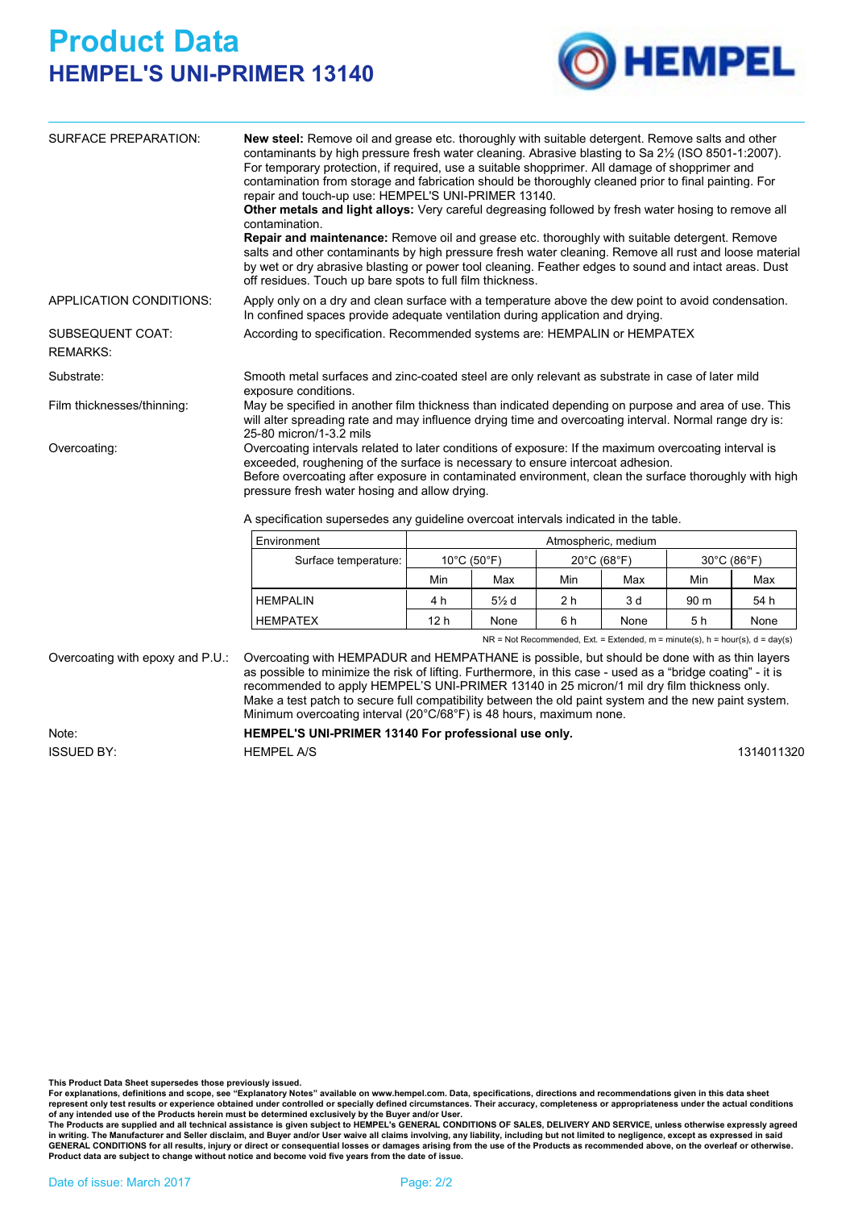# Product Data

## HEMPEL'S UNI-PRIMER 13140

SURFACE PREPARATION:

**New steel:** Remove oil and grease etc. thoroughly with suitable detergent. Remove salts and other contaminants by high pressure fresh water cleaning. Abrasive blasting to Sa 2½ (ISO 8501-1:2007). For temporary protection, if required, use a suitable shopprimer. All damage of shopprimer and contamination from storage and fabrication should be thoroughly cleaned prior to final painting. For repair and touch-up use: HEMPEL'S UNI-PRIMER 13140.

**Other metals and light alloys:** Very careful degreasing followed by fresh water hosing to remove all contamination.

**Repair and maintenance:** Remove oil and grease etc. thoroughly with suitable detergent. Remove salts and other contaminants by high pressure fresh water cleaning. Remove all rust and loose material by wet or dry abrasive blasting or power tool cleaning. Feather edges to sound and intact areas. Dust off residues. Touch up bare spots to full film thickness.

APPLICATION CONDITIONS:

Apply only on a dry and clean surface with a temperature above the dew point to avoid condensation. In confined spaces provide adequate ventilation during application and drying.

SUBSEQUENT COAT:

According to specification. Recommended systems are: HEMPALIN or HEMPATEX

REMARKS:

Substrate:

Smooth metal surfaces and zinc-coated steel are only relevant as substrate in case of later mild exposure conditions.

Film thicknesses/thinning:

May be specified in another film thickness than indicated depending on purpose and area of use. This will alter spreading rate and may influence drying time and overcoating interval. Normal range dry is: 25-80 micron/1-3.2 mils

Overcoating:

Overcoating intervals related to later conditions of exposure: If the maximum overcoating interval is exceeded, roughening of the surface is necessary to ensure intercoat adhesion.
Before overcoating after exposure in contaminated environment, clean the surface thoroughly with high pressure fresh water hosing and allow drying.

A specification supersedes any guideline overcoat intervals indicated in the table.

| Environment | Atmospheric, medium | | | | | |
|---|---|---|---|---|---|---|
| Surface temperature: | 10°C (50°F) | | 20°C (68°F) | | 30°C (86°F) | |
| | Min | Max | Min | Max | Min | Max |
| HEMPALIN | 4 h | 5½ d | 2 h | 3 d | 90 m | 54 h |
| HEMPATEX | 12 h | None | 6 h | None | 5 h | None |

NR = Not Recommended, Ext. = Extended, m = minute(s), h = hour(s), d = day(s)

Overcoating with epoxy and P.U.:

Overcoating with HEMPADUR and HEMPATHANE is possible, but should be done with as thin layers as possible to minimize the risk of lifting. Furthermore, in this case - used as a "bridge coating" - it is recommended to apply HEMPEL'S UNI-PRIMER 13140 in 25 micron/1 mil dry film thickness only. Make a test patch to secure full compatibility between the old paint system and the new paint system. Minimum overcoating interval (20°C/68°F) is 48 hours, maximum none.

Note: **HEMPEL'S UNI-PRIMER 13140 For professional use only.**

ISSUED BY: HEMPEL A/S 1314011320

**This Product Data Sheet supersedes those previously issued.**
**For explanations, definitions and scope, see "Explanatory Notes" available on www.hempel.com. Data, specifications, directions and recommendations given in this data sheet represent only test results or experience obtained under controlled or specially defined circumstances. Their accuracy, completeness or appropriateness under the actual conditions of any intended use of the Products herein must be determined exclusively by the Buyer and/or User.**
**The Products are supplied and all technical assistance is given subject to HEMPEL's GENERAL CONDITIONS OF SALES, DELIVERY AND SERVICE, unless otherwise expressly agreed in writing. The Manufacturer and Seller disclaim, and Buyer and/or User waive all claims involving, any liability, including but not limited to negligence, except as expressed in said GENERAL CONDITIONS for all results, injury or direct or consequential losses or damages arising from the use of the Products as recommended above, on the overleaf or otherwise. Product data are subject to change without notice and become void five years from the date of issue.**

Date of issue: March 2017